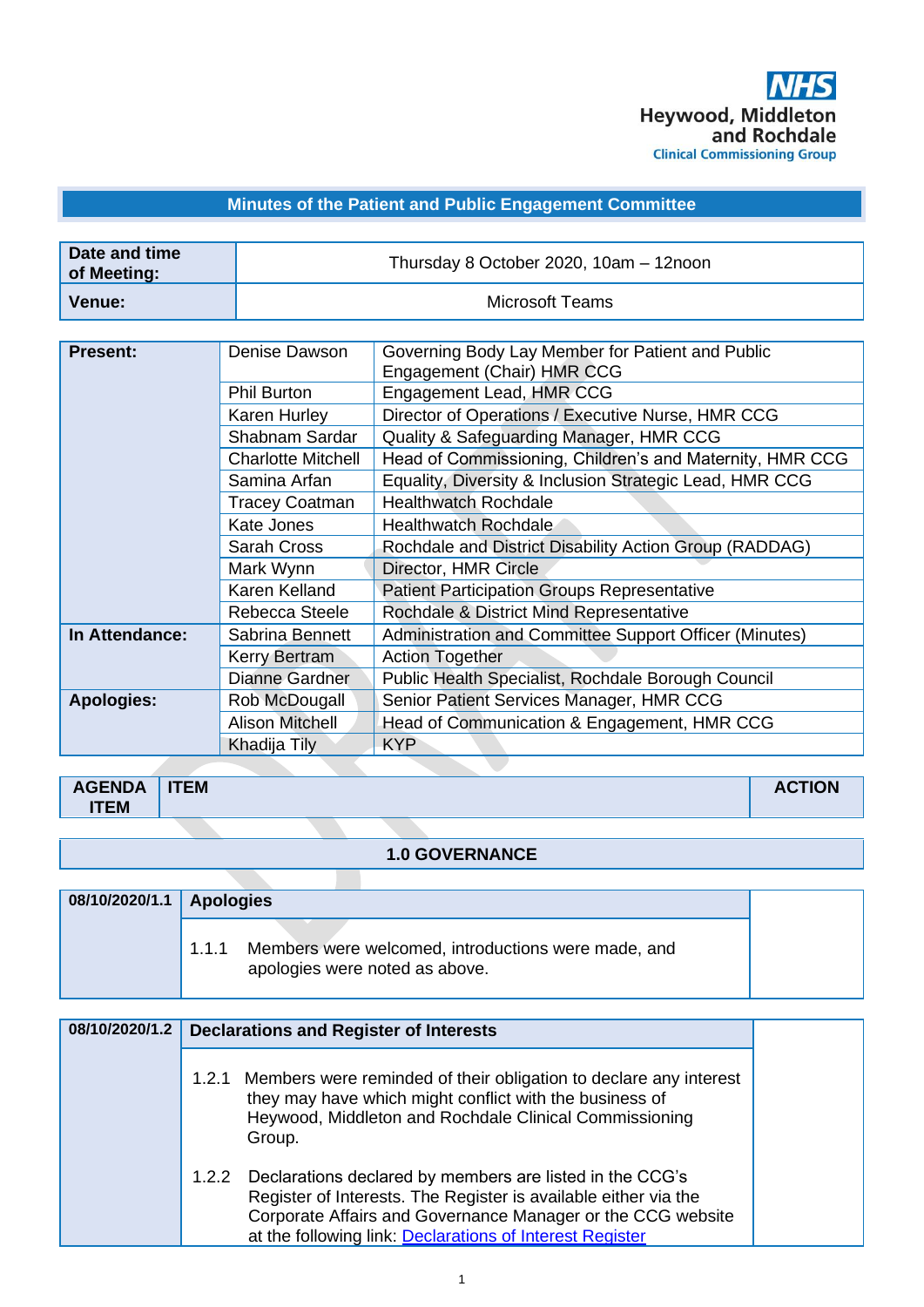NHS
Heywood, Middleton and Rochdale
Clinical Commissioning Group

# Minutes of the Patient and Public Engagement Committee

| **Date and time of Meeting:** | Thursday 8 October 2020, 10am – 12noon |
|---|---|
| **Venue:** | Microsoft Teams |

| | | |
|---|---|---|
| **Present:** | Denise Dawson | Governing Body Lay Member for Patient and Public Engagement (Chair) HMR CCG |
| | Phil Burton | Engagement Lead, HMR CCG |
| | Karen Hurley | Director of Operations / Executive Nurse, HMR CCG |
| | Shabnam Sardar | Quality & Safeguarding Manager, HMR CCG |
| | Charlotte Mitchell | Head of Commissioning, Children's and Maternity, HMR CCG |
| | Samina Arfan | Equality, Diversity & Inclusion Strategic Lead, HMR CCG |
| | Tracey Coatman | Healthwatch Rochdale |
| | Kate Jones | Healthwatch Rochdale |
| | Sarah Cross | Rochdale and District Disability Action Group (RADDAG) |
| | Mark Wynn | Director, HMR Circle |
| | Karen Kelland | Patient Participation Groups Representative |
| | Rebecca Steele | Rochdale & District Mind Representative |
| **In Attendance:** | Sabrina Bennett | Administration and Committee Support Officer (Minutes) |
| | Kerry Bertram | Action Together |
| | Dianne Gardner | Public Health Specialist, Rochdale Borough Council |
| **Apologies:** | Rob McDougall | Senior Patient Services Manager, HMR CCG |
| | Alison Mitchell | Head of Communication & Engagement, HMR CCG |
| | Khadija Tily | KYP |

| **AGENDA ITEM** | **ITEM** | **ACTION** |
|---|---|---|

## 1.0 GOVERNANCE

| 08/10/2020/1.1 | **Apologies** | |
|---|---|---|
| | 1.1.1 Members were welcomed, introductions were made, and apologies were noted as above. | |

| 08/10/2020/1.2 | **Declarations and Register of Interests** | |
|---|---|---|
| | 1.2.1 Members were reminded of their obligation to declare any interest they may have which might conflict with the business of Heywood, Middleton and Rochdale Clinical Commissioning Group. | |
| | 1.2.2 Declarations declared by members are listed in the CCG's Register of Interests. The Register is available either via the Corporate Affairs and Governance Manager or the CCG website at the following link: [Declarations of Interest Register] | |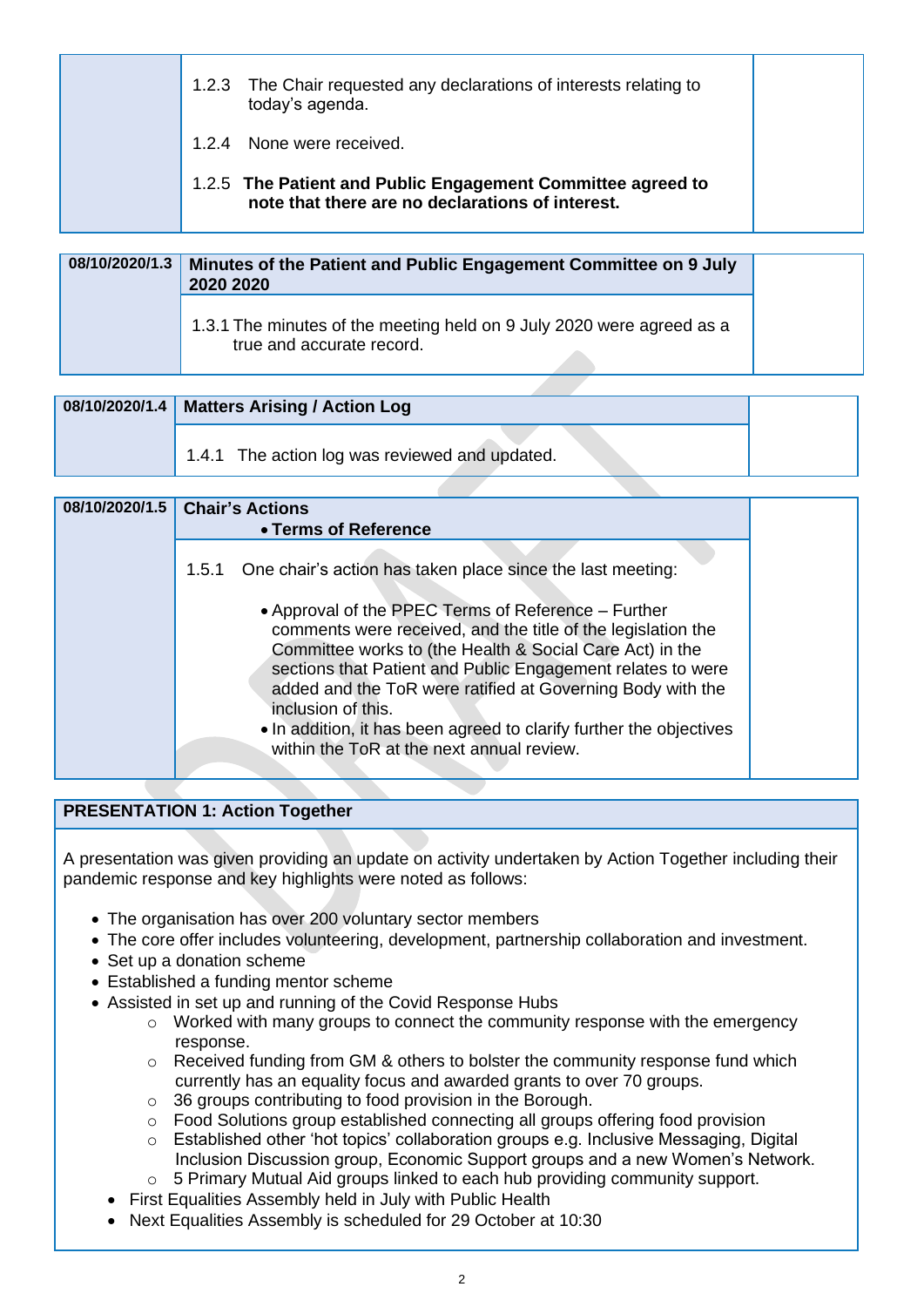| | | |
|---|---|---|
| | 1.2.3 The Chair requested any declarations of interests relating to today's agenda.<br><br>1.2.4 None were received.<br><br>1.2.5 **The Patient and Public Engagement Committee agreed to note that there are no declarations of interest.** | |

| **08/10/2020/1.3** | **Minutes of the Patient and Public Engagement Committee on 9 July 2020 2020** | |
|---|---|---|
| | 1.3.1 The minutes of the meeting held on 9 July 2020 were agreed as a true and accurate record. | |

| **08/10/2020/1.4** | **Matters Arising / Action Log** | |
|---|---|---|
| | 1.4.1 The action log was reviewed and updated. | |

| **08/10/2020/1.5** | **Chair's Actions**<br>• **Terms of Reference** | |
|---|---|---|
| | 1.5.1 One chair's action has taken place since the last meeting:<br><br>• Approval of the PPEC Terms of Reference – Further comments were received, and the title of the legislation the Committee works to (the Health & Social Care Act) in the sections that Patient and Public Engagement relates to were added and the ToR were ratified at Governing Body with the inclusion of this.<br>• In addition, it has been agreed to clarify further the objectives within the ToR at the next annual review. | |

**PRESENTATION 1: Action Together**

A presentation was given providing an update on activity undertaken by Action Together including their pandemic response and key highlights were noted as follows:

- The organisation has over 200 voluntary sector members
- The core offer includes volunteering, development, partnership collaboration and investment.
- Set up a donation scheme
- Established a funding mentor scheme
- Assisted in set up and running of the Covid Response Hubs
  - Worked with many groups to connect the community response with the emergency response.
  - Received funding from GM & others to bolster the community response fund which currently has an equality focus and awarded grants to over 70 groups.
  - 36 groups contributing to food provision in the Borough.
  - Food Solutions group established connecting all groups offering food provision
  - Established other 'hot topics' collaboration groups e.g. Inclusive Messaging, Digital Inclusion Discussion group, Economic Support groups and a new Women's Network.
  - 5 Primary Mutual Aid groups linked to each hub providing community support.
- First Equalities Assembly held in July with Public Health
- Next Equalities Assembly is scheduled for 29 October at 10:30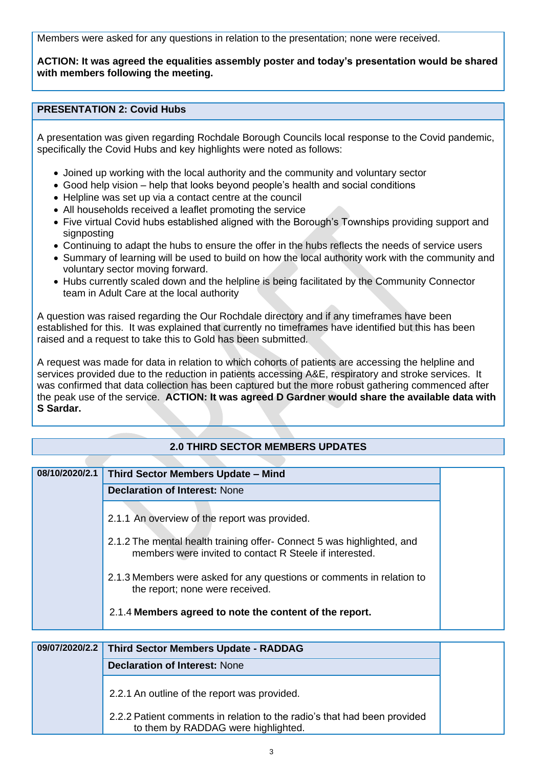Members were asked for any questions in relation to the presentation; none were received.

**ACTION: It was agreed the equalities assembly poster and today's presentation would be shared with members following the meeting.**

**PRESENTATION 2: Covid Hubs**

A presentation was given regarding Rochdale Borough Councils local response to the Covid pandemic, specifically the Covid Hubs and key highlights were noted as follows:

- Joined up working with the local authority and the community and voluntary sector
- Good help vision – help that looks beyond people's health and social conditions
- Helpline was set up via a contact centre at the council
- All households received a leaflet promoting the service
- Five virtual Covid hubs established aligned with the Borough's Townships providing support and signposting
- Continuing to adapt the hubs to ensure the offer in the hubs reflects the needs of service users
- Summary of learning will be used to build on how the local work with the community and voluntary sector moving forward.
- Hubs currently scaled down and the helpline is being facilitated by the Community Connector team in Adult Care at the local authority

A question was raised regarding the Our Rochdale directory and if any timeframes have been established for this. It was explained that currently no timeframes have identified but this has been raised and a request to take this to Gold has been submitted.

A request was made for data in relation to which cohorts of patients are accessing the helpline and services provided due to the reduction in patients accessing A&E, respiratory and stroke services. It was confirmed that data collection has been captured but the more robust gathering commenced after the peak use of the service. **ACTION: It was agreed D Gardner would share the available data with S Sardar.**

## 2.0 THIRD SECTOR MEMBERS UPDATES

| 08/10/2020/2.1 | **Third Sector Members Update – Mind** | |
|---|---|---|
| | **Declaration of Interest:** None | |
| | 2.1.1 An overview of the report was provided.<br><br>2.1.2 The mental health training offer- Connect 5 was highlighted, and members were invited to contact R Steele if interested.<br><br>2.1.3 Members were asked for any questions or comments in relation to the report; none were received.<br><br>2.1.4 **Members agreed to note the content of the report.** | |

| 09/07/2020/2.2 | **Third Sector Members Update - RADDAG** | |
|---|---|---|
| | **Declaration of Interest:** None | |
| | 2.2.1 An outline of the report was provided.<br><br>2.2.2 Patient comments in relation to the radio's that had been provided to them by RADDAG were highlighted. | |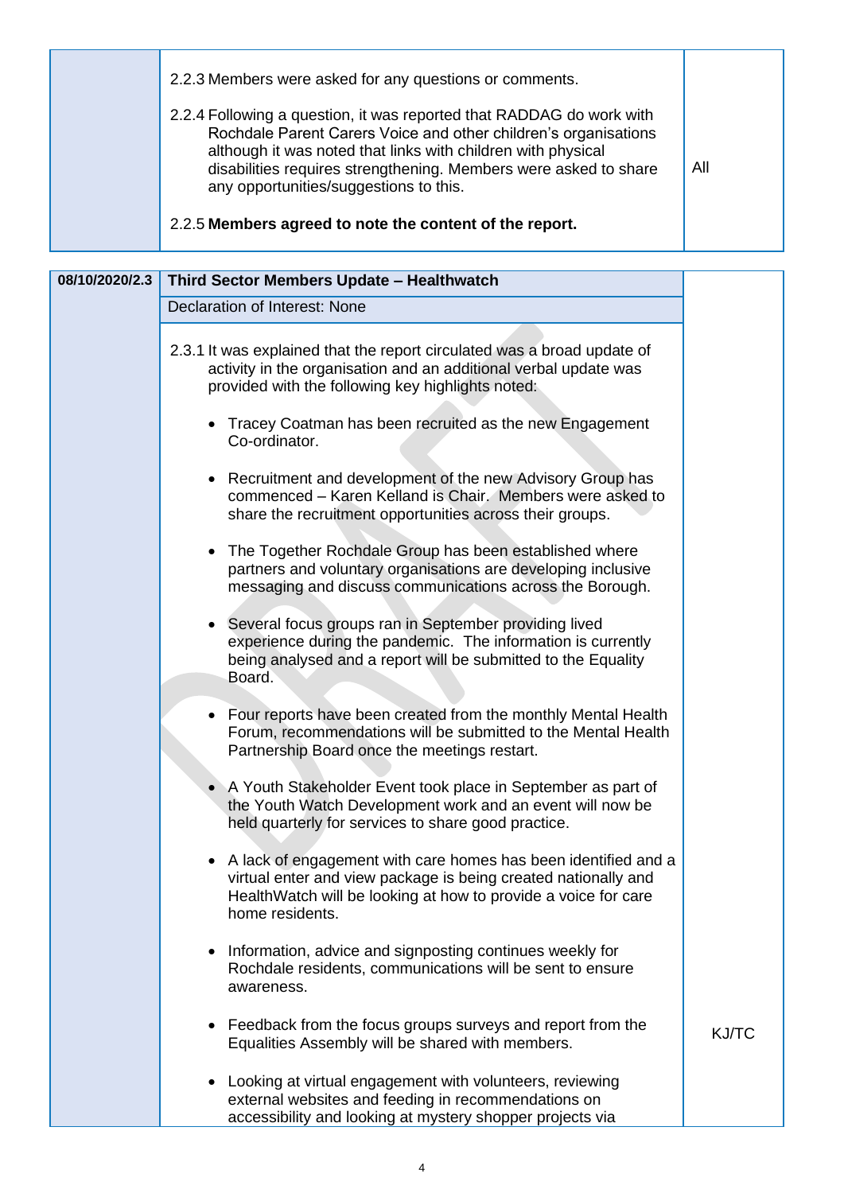| | | |
|---|---|---|
| | 2.2.3 Members were asked for any questions or comments.<br><br>2.2.4 Following a question, it was reported that RADDAG do work with Rochdale Parent Carers Voice and other children's organisations although it was noted that links with children with physical disabilities requires strengthening. Members were asked to share any opportunities/suggestions to this.<br><br>2.2.5 **Members agreed to note the content of the report.** | All |

| **08/10/2020/2.3** | **Third Sector Members Update – Healthwatch** | |
|---|---|---|
| | Declaration of Interest: None | |
| | 2.3.1 It was explained that the report circulated was a broad update of activity in the organisation and an additional verbal update was provided with the following key highlights noted:<br><br>• Tracey Coatman has been recruited as the new Engagement Co-ordinator.<br><br>• Recruitment and development of the new Advisory Group has commenced – Karen Kelland is Chair. Members were asked to share the recruitment opportunities across their groups.<br><br>• The Together Rochdale Group has been established where partners and voluntary organisations are developing inclusive messaging and discuss communications across the Borough.<br><br>• Several focus groups ran in September providing lived experience during the pandemic. The information is currently being analysed and a report will be submitted to the Equality Board.<br><br>• Four reports have been created from the monthly Mental Health Forum, recommendations will be submitted to the Mental Health Partnership Board once the meetings restart.<br><br>• A Youth Stakeholder Event took place in September as part of the Youth Watch Development work and an event will now be held quarterly for services to share good practice.<br><br>• A lack of engagement with care homes has been identified and a virtual enter and view package is being created nationally and HealthWatch will be looking at how to provide a voice for care home residents.<br><br>• Information, advice and signposting continues weekly for Rochdale residents, communications will be sent to ensure awareness.<br><br>• Feedback from the focus groups surveys and report from the Equalities Assembly will be shared with members.<br><br>• Looking at virtual engagement with volunteers, reviewing external websites and feeding in recommendations on accessibility and looking at mystery shopper projects via | KJ/TC |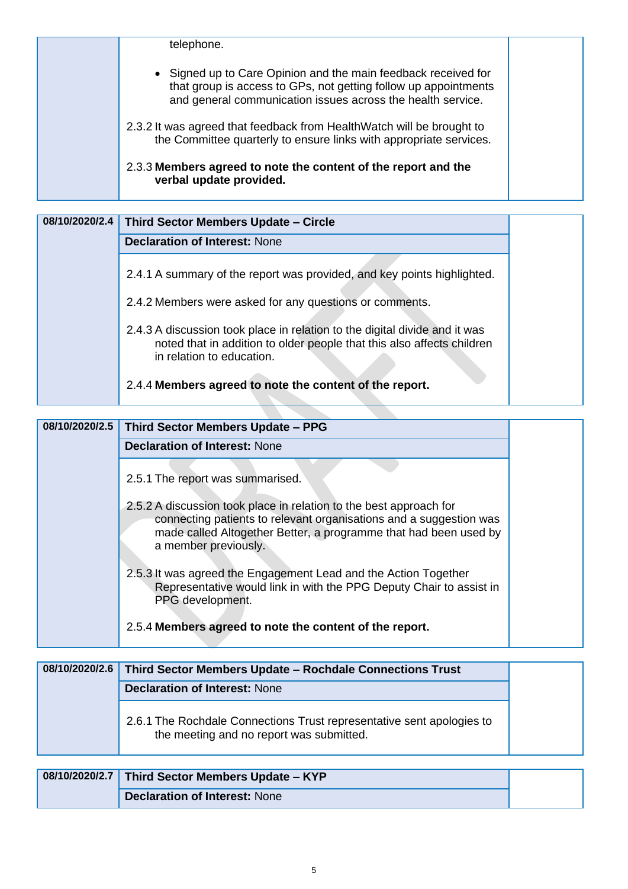| | | |
|---|---|---|
| | telephone.<br><br>• Signed up to Care Opinion and the main feedback received for that group is access to GPs, not getting follow up appointments and general communication issues across the health service.<br><br>2.3.2 It was agreed that feedback from HealthWatch will be brought to the Committee quarterly to ensure links with appropriate services.<br><br>2.3.3 **Members agreed to note the content of the report and the verbal update provided.** | |

| | | |
|---|---|---|
| **08/10/2020/2.4** | **Third Sector Members Update – Circle** | |
| | **Declaration of Interest:** None | |
| | 2.4.1 A summary of the report was provided, and key points highlighted.<br><br>2.4.2 Members were asked for any questions or comments.<br><br>2.4.3 A discussion took place in relation to the digital divide and it was noted that in addition to older people that this also affects children in relation to education.<br><br>2.4.4 **Members agreed to note the content of the report.** | |

| | | |
|---|---|---|
| **08/10/2020/2.5** | **Third Sector Members Update – PPG** | |
| | **Declaration of Interest:** None | |
| | 2.5.1 The report was summarised.<br><br>2.5.2 A discussion took place in relation to the best approach for connecting patients to relevant organisations and a suggestion was made called Altogether Better, a programme that had been used by a member previously.<br><br>2.5.3 It was agreed the Engagement Lead and the Action Together Representative would link in with the PPG Deputy Chair to assist in PPG development.<br><br>2.5.4 **Members agreed to note the content of the report.** | |

| | | |
|---|---|---|
| **08/10/2020/2.6** | **Third Sector Members Update – Rochdale Connections Trust** | |
| | **Declaration of Interest:** None | |
| | 2.6.1 The Rochdale Connections Trust representative sent apologies to the meeting and no report was submitted. | |

| | | |
|---|---|---|
| **08/10/2020/2.7** | **Third Sector Members Update – KYP** | |
| | **Declaration of Interest:** None | |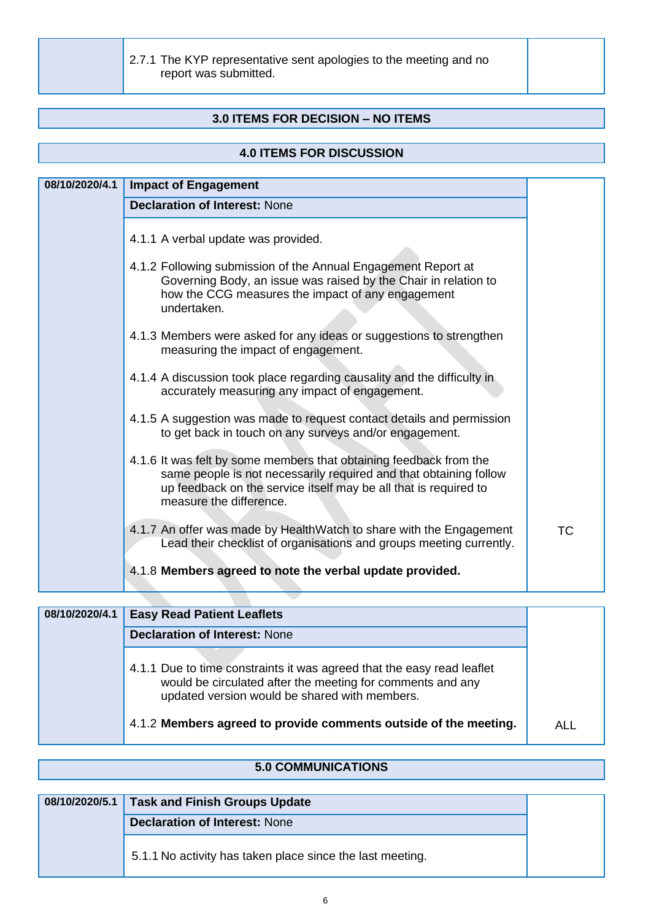| | 2.7.1 The KYP representative sent apologies to the meeting and no report was submitted. | |
|---|---|---|

**3.0 ITEMS FOR DECISION – NO ITEMS**

**4.0 ITEMS FOR DISCUSSION**

| 08/10/2020/4.1 | **Impact of Engagement** | |
|---|---|---|
| | **Declaration of Interest:** None | |
| | 4.1.1 A verbal update was provided. | |
| | 4.1.2 Following submission of the Annual Engagement Report at Governing Body, an issue was raised by the Chair in relation to how the CCG measures the impact of any engagement undertaken. | |
| | 4.1.3 Members were asked for any ideas or suggestions to strengthen measuring the impact of engagement. | |
| | 4.1.4 A discussion took place regarding causality and the difficulty in accurately measuring any impact of engagement. | |
| | 4.1.5 A suggestion was made to request contact details and permission to get back in touch on any surveys and/or engagement. | |
| | 4.1.6 It was felt by some members that obtaining feedback from the same people is not necessarily required and that obtaining follow up feedback on the service itself may be all that is required to measure the difference. | |
| | 4.1.7 An offer was made by HealthWatch to share with the Engagement Lead their checklist of organisations and groups meeting currently. | TC |
| | 4.1.8 **Members agreed to note the verbal update provided.** | |

| 08/10/2020/4.1 | **Easy Read Patient Leaflets** | |
|---|---|---|
| | **Declaration of Interest:** None | |
| | 4.1.1 Due to time constraints it was agreed that the easy read leaflet would be circulated after the meeting for comments and any updated version would be shared with members. | |
| | 4.1.2 **Members agreed to provide comments outside of the meeting.** | ALL |

**5.0 COMMUNICATIONS**

| 08/10/2020/5.1 | **Task and Finish Groups Update** | |
|---|---|---|
| | **Declaration of Interest:** None | |
| | 5.1.1 No activity has taken place since the last meeting. | |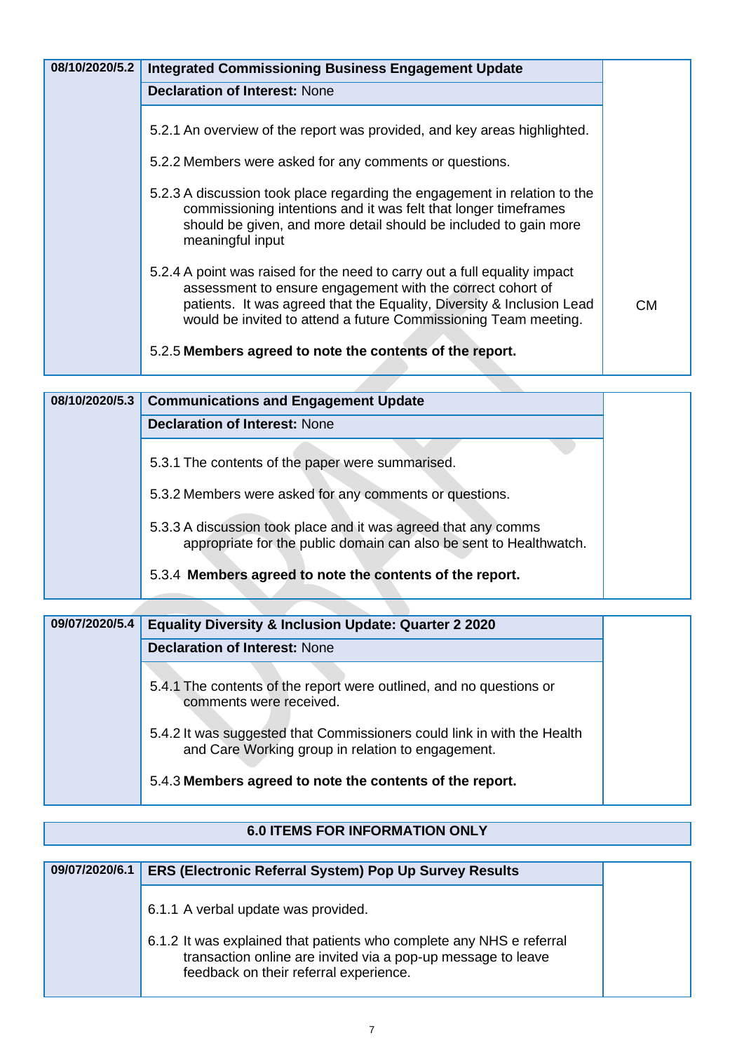| 08/10/2020/5.2 | **Integrated Commissioning Business Engagement Update** | |
|---|---|---|
| | **Declaration of Interest:** None | |
| | 5.2.1 An overview of the report was provided, and key areas highlighted.<br><br>5.2.2 Members were asked for any comments or questions.<br><br>5.2.3 A discussion took place regarding the engagement in relation to the commissioning intentions and it was felt that longer timeframes should be given, and more detail should be included to gain more meaningful input<br><br>5.2.4 A point was raised for the need to carry out a full equality impact assessment to ensure engagement with the correct cohort of patients. It was agreed that the Equality, Diversity & Inclusion Lead would be invited to attend a future Commissioning Team meeting.<br><br>5.2.5 **Members agreed to note the contents of the report.** | CM |

| 08/10/2020/5.3 | **Communications and Engagement Update** | |
|---|---|---|
| | **Declaration of Interest:** None | |
| | 5.3.1 The contents of the paper were summarised.<br><br>5.3.2 Members were asked for any comments or questions.<br><br>5.3.3 A discussion took place and it was agreed that any comms appropriate for the public domain can also be sent to Healthwatch.<br><br>5.3.4 **Members agreed to note the contents of the report.** | |

| 09/07/2020/5.4 | **Equality Diversity & Inclusion Update: Quarter 2 2020** | |
|---|---|---|
| | **Declaration of Interest:** None | |
| | 5.4.1 The contents of the report were outlined, and no questions or comments were received.<br><br>5.4.2 It was suggested that Commissioners could link in with the Health and Care Working group in relation to engagement.<br><br>5.4.3 **Members agreed to note the contents of the report.** | |

## 6.0 ITEMS FOR INFORMATION ONLY

| 09/07/2020/6.1 | **ERS (Electronic Referral System) Pop Up Survey Results** | |
|---|---|---|
| | 6.1.1 A verbal update was provided.<br><br>6.1.2 It was explained that patients who complete any NHS e referral transaction online are invited via a pop-up message to leave feedback on their referral experience. | |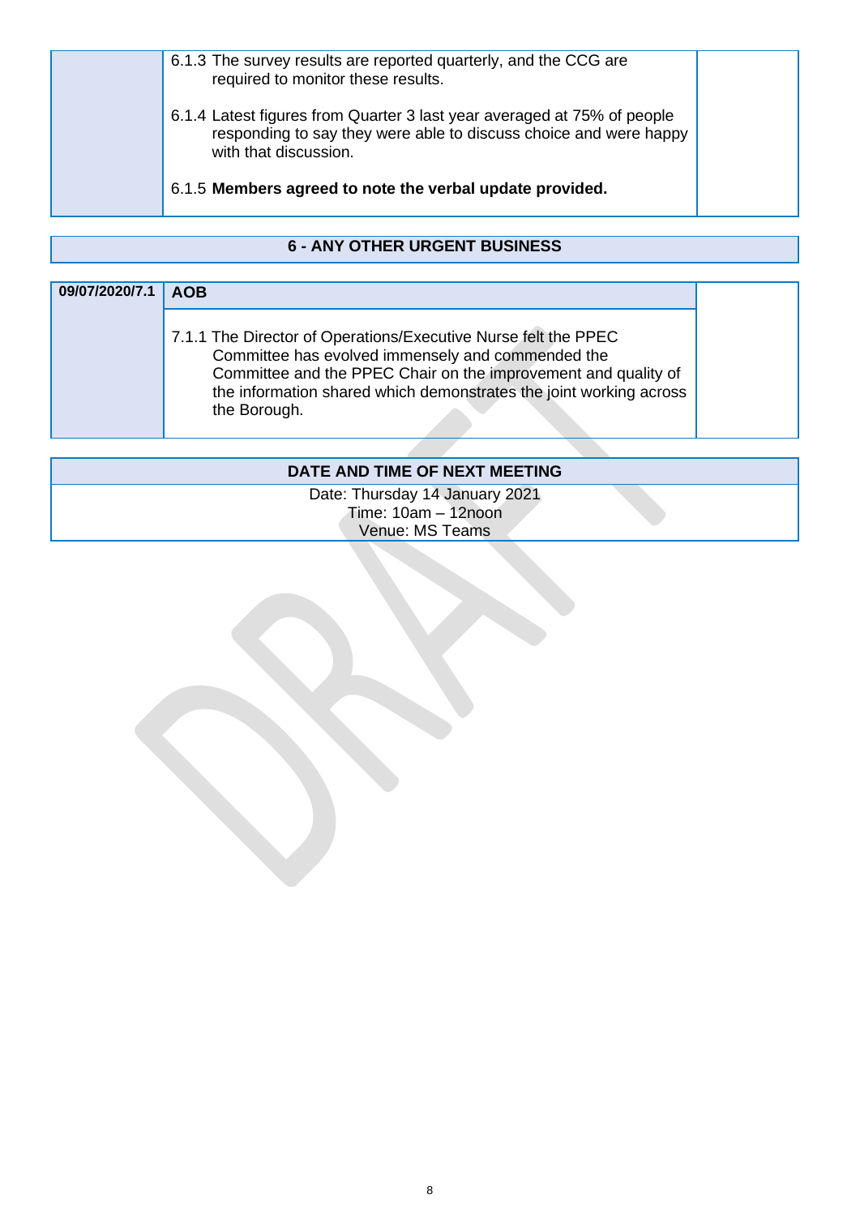| | | |
|---|---|---|
| | 6.1.3 The survey results are reported quarterly, and the CCG are required to monitor these results.<br><br>6.1.4 Latest figures from Quarter 3 last year averaged at 75% of people responding to say they were able to discuss choice and were happy with that discussion.<br><br>6.1.5 **Members agreed to note the verbal update provided.** | |

**6 - ANY OTHER URGENT BUSINESS**

| | | |
|---|---|---|
| **09/07/2020/7.1** | **AOB** | |
| | 7.1.1 The Director of Operations/Executive Nurse felt the PPEC Committee has evolved immensely and commended the Committee and the PPEC Chair on the improvement and quality of the information shared which demonstrates the joint working across the Borough. | |

**DATE AND TIME OF NEXT MEETING**

Date: Thursday 14 January 2021
Time: 10am – 12noon
Venue: MS Teams